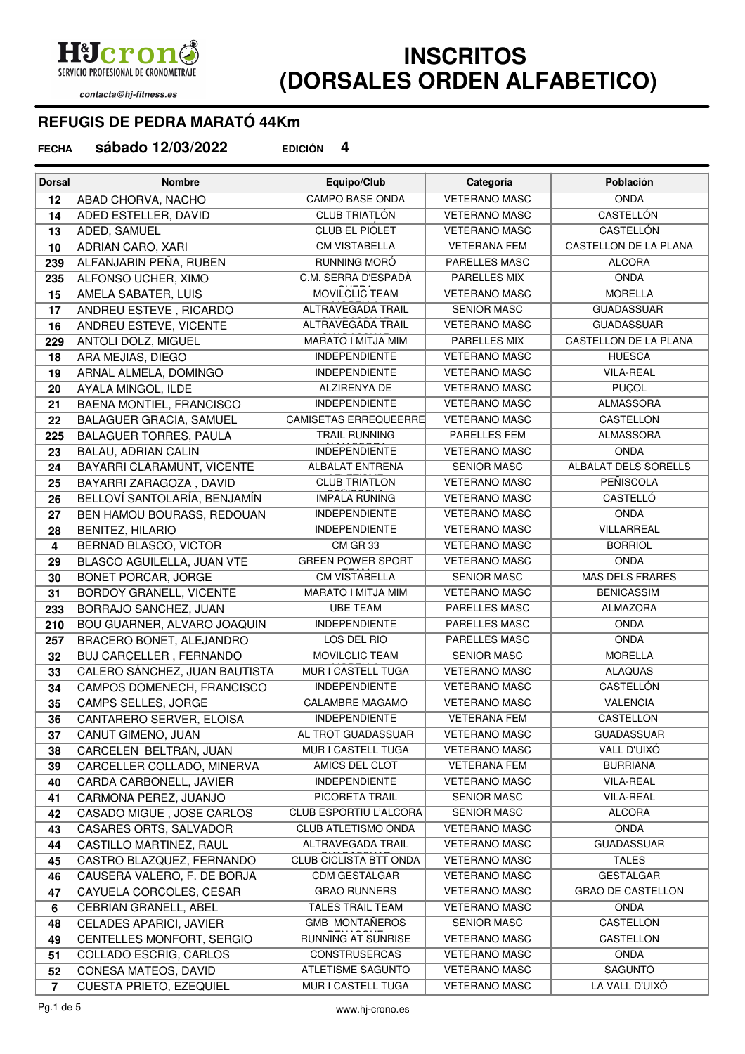H&Jcrono
SERVICIO PROFESIONAL DE CRONOMETRAJE
*contacta@hj-fitness.es*

# INSCRITOS (DORSALES ORDEN ALFABETICO)

## REFUGIS DE PEDRA MARATÓ 44Km

**FECHA** **sábado 12/03/2022** **EDICIÓN** **4**

| Dorsal | Nombre | Equipo/Club | Categoría | Población |
|---|---|---|---|---|
| 12 | ABAD CHORVA, NACHO | CAMPO BASE ONDA | VETERANO MASC | ONDA |
| 14 | ADED ESTELLER, DAVID | CLUB TRIATLÓN | VETERANO MASC | CASTELLÓN |
| 13 | ADED, SAMUEL | CLUB EL PIOLET | VETERANO MASC | CASTELLÓN |
| 10 | ADRIAN CARO, XARI | CM VISTABELLA | VETERANA FEM | CASTELLON DE LA PLANA |
| 239 | ALFANJARIN PEÑA, RUBEN | RUNNING MORÓ | PARELLES MASC | ALCORA |
| 235 | ALFONSO UCHER, XIMO | C.M. SERRA D'ESPADÀ | PARELLES MIX | ONDA |
| 15 | AMELA SABATER, LUIS | MOVILCLIC TEAM | VETERANO MASC | MORELLA |
| 17 | ANDREU ESTEVE , RICARDO | ALTRAVEGADA TRAIL | SENIOR MASC | GUADASSUAR |
| 16 | ANDREU ESTEVE, VICENTE | ALTRAVEGADA TRAIL | VETERANO MASC | GUADASSUAR |
| 229 | ANTOLI DOLZ, MIGUEL | MARATO I MITJA MIM | PARELLES MIX | CASTELLON DE LA PLANA |
| 18 | ARA MEJIAS, DIEGO | INDEPENDIENTE | VETERANO MASC | HUESCA |
| 19 | ARNAL ALMELA, DOMINGO | INDEPENDIENTE | VETERANO MASC | VILA-REAL |
| 20 | AYALA MINGOL, ILDE | ALZIRENYA DE | VETERANO MASC | PUÇOL |
| 21 | BAENA MONTIEL, FRANCISCO | INDEPENDIENTE | VETERANO MASC | ALMASSORA |
| 22 | BALAGUER GRACIA, SAMUEL | CAMISETAS ERREQUEERRE | VETERANO MASC | CASTELLON |
| 225 | BALAGUER TORRES, PAULA | TRAIL RUNNING | PARELLES FEM | ALMASSORA |
| 23 | BALAU, ADRIAN CALIN | INDEPENDIENTE | VETERANO MASC | ONDA |
| 24 | BAYARRI CLARAMUNT, VICENTE | ALBALAT ENTRENA | SENIOR MASC | ALBALAT DELS SORELLS |
| 25 | BAYARRI ZARAGOZA , DAVID | CLUB TRIATLON | VETERANO MASC | PEÑISCOLA |
| 26 | BELLOVÍ SANTOLARÍA, BENJAMÍN | IMPALA RUNING | VETERANO MASC | CASTELLÓ |
| 27 | BEN HAMOU BOURASS, REDOUAN | INDEPENDIENTE | VETERANO MASC | ONDA |
| 28 | BENITEZ, HILARIO | INDEPENDIENTE | VETERANO MASC | VILLARREAL |
| 4 | BERNAD BLASCO, VICTOR | CM GR 33 | VETERANO MASC | BORRIOL |
| 29 | BLASCO AGUILELLA, JUAN VTE | GREEN POWER SPORT | VETERANO MASC | ONDA |
| 30 | BONET PORCAR, JORGE | CM VISTABELLA | SENIOR MASC | MAS DELS FRARES |
| 31 | BORDOY GRANELL, VICENTE | MARATO I MITJA MIM | VETERANO MASC | BENICASSIM |
| 233 | BORRAJO SANCHEZ, JUAN | UBE TEAM | PARELLES MASC | ALMAZORA |
| 210 | BOU GUARNER, ALVARO JOAQUIN | INDEPENDIENTE | PARELLES MASC | ONDA |
| 257 | BRACERO BONET, ALEJANDRO | LOS DEL RIO | PARELLES MASC | ONDA |
| 32 | BUJ CARCELLER , FERNANDO | MOVILCLIC TEAM | SENIOR MASC | MORELLA |
| 33 | CALERO SÁNCHEZ, JUAN BAUTISTA | MUR I CASTELL TUGA | VETERANO MASC | ALAQUAS |
| 34 | CAMPOS DOMENECH, FRANCISCO | INDEPENDIENTE | VETERANO MASC | CASTELLÓN |
| 35 | CAMPS SELLES, JORGE | CALAMBRE MAGAMO | VETERANO MASC | VALENCIA |
| 36 | CANTARERO SERVER, ELOISA | INDEPENDIENTE | VETERANA FEM | CASTELLON |
| 37 | CANUT GIMENO, JUAN | AL TROT GUADASSUAR | VETERANO MASC | GUADASSUAR |
| 38 | CARCELEN BELTRAN, JUAN | MUR I CASTELL TUGA | VETERANO MASC | VALL D'UIXÓ |
| 39 | CARCELLER COLLADO, MINERVA | AMICS DEL CLOT | VETERANA FEM | BURRIANA |
| 40 | CARDA CARBONELL, JAVIER | INDEPENDIENTE | VETERANO MASC | VILA-REAL |
| 41 | CARMONA PEREZ, JUANJO | PICORETA TRAIL | SENIOR MASC | VILA-REAL |
| 42 | CASADO MIGUE , JOSE CARLOS | CLUB ESPORTIU L'ALCORA | SENIOR MASC | ALCORA |
| 43 | CASARES ORTS, SALVADOR | CLUB ATLETISMO ONDA | VETERANO MASC | ONDA |
| 44 | CASTILLO MARTINEZ, RAUL | ALTRAVEGADA TRAIL | VETERANO MASC | GUADASSUAR |
| 45 | CASTRO BLAZQUEZ, FERNANDO | CLUB CICLISTA BTT ONDA | VETERANO MASC | TALES |
| 46 | CAUSERA VALERO, F. DE BORJA | CDM GESTALGAR | VETERANO MASC | GESTALGAR |
| 47 | CAYUELA CORCOLES, CESAR | GRAO RUNNERS | VETERANO MASC | GRAO DE CASTELLON |
| 6 | CEBRIAN GRANELL, ABEL | TALES TRAIL TEAM | VETERANO MASC | ONDA |
| 48 | CELADES APARICI, JAVIER | GMB MONTAÑEROS | SENIOR MASC | CASTELLON |
| 49 | CENTELLES MONFORT, SERGIO | RUNNING AT SUNRISE | VETERANO MASC | CASTELLON |
| 51 | COLLADO ESCRIG, CARLOS | CONSTRUSERCAS | VETERANO MASC | ONDA |
| 52 | CONESA MATEOS, DAVID | ATLETISME SAGUNTO | VETERANO MASC | SAGUNTO |
| 7 | CUESTA PRIETO, EZEQUIEL | MUR I CASTELL TUGA | VETERANO MASC | LA VALL D'UIXÓ |

www.hj-crono.es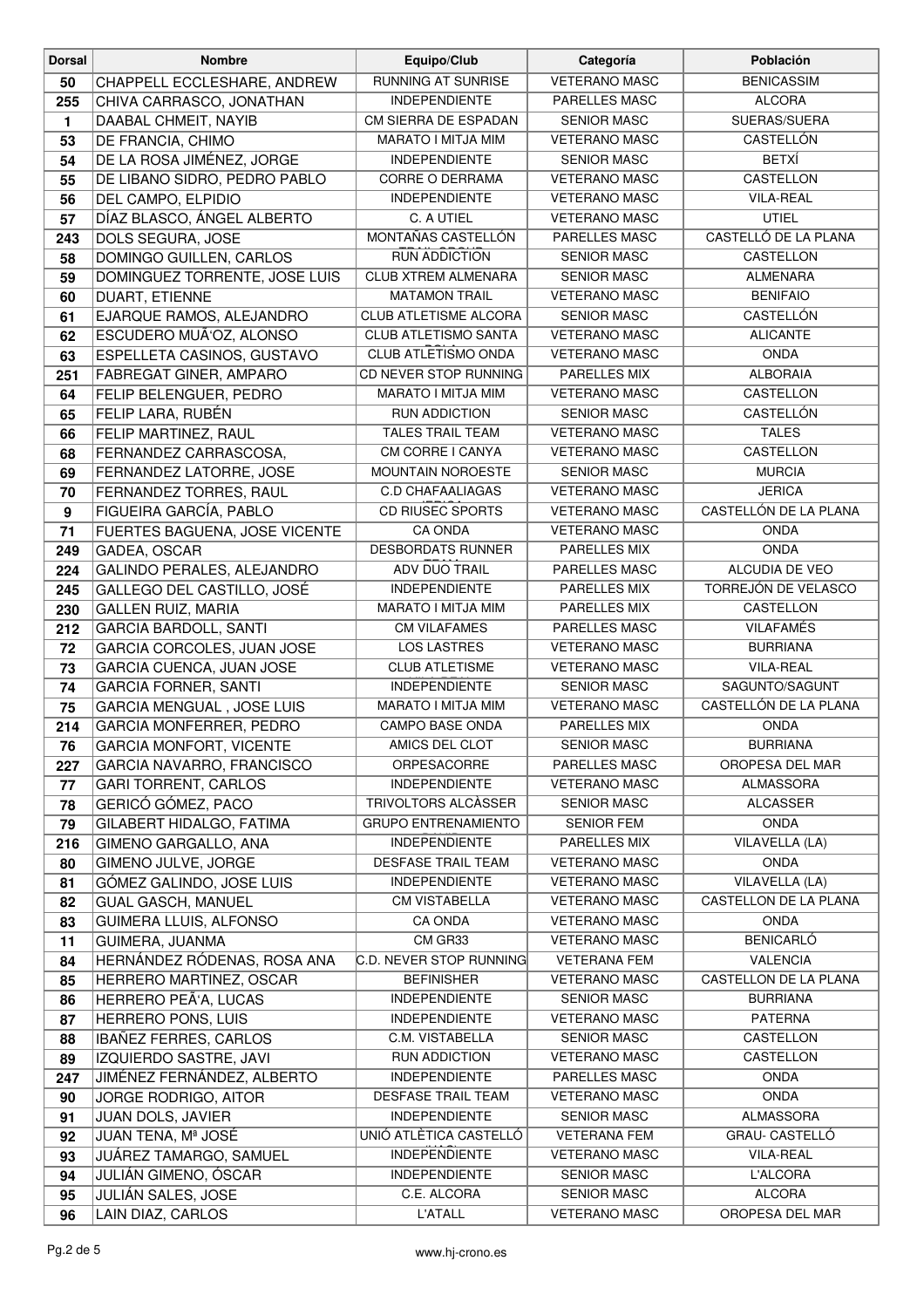| Dorsal | Nombre | Equipo/Club | Categoría | Población |
| --- | --- | --- | --- | --- |
| 50 | CHAPPELL ECCLESHARE, ANDREW | RUNNING AT SUNRISE | VETERANO MASC | BENICASSIM |
| 255 | CHIVA CARRASCO, JONATHAN | INDEPENDIENTE | PARELLES MASC | ALCORA |
| 1 | DAABAL CHMEIT, NAYIB | CM SIERRA DE ESPADAN | SENIOR MASC | SUERAS/SUERA |
| 53 | DE FRANCIA, CHIMO | MARATO I MITJA MIM | VETERANO MASC | CASTELLÓN |
| 54 | DE LA ROSA JIMÉNEZ, JORGE | INDEPENDIENTE | SENIOR MASC | BETXÍ |
| 55 | DE LIBANO SIDRO, PEDRO PABLO | CORRE O DERRAMA | VETERANO MASC | CASTELLON |
| 56 | DEL CAMPO, ELPIDIO | INDEPENDIENTE | VETERANO MASC | VILA-REAL |
| 57 | DÍAZ BLASCO, ÁNGEL ALBERTO | C. A UTIEL | VETERANO MASC | UTIEL |
| 243 | DOLS SEGURA, JOSE | MONTAÑAS CASTELLÓN | PARELLES MASC | CASTELLÓ DE LA PLANA |
| 58 | DOMINGO GUILLEN, CARLOS | RUN ADDICTION | SENIOR MASC | CASTELLON |
| 59 | DOMINGUEZ TORRENTE, JOSE LUIS | CLUB XTREM ALMENARA | SENIOR MASC | ALMENARA |
| 60 | DUART, ETIENNE | MATAMON TRAIL | VETERANO MASC | BENIFAIO |
| 61 | EJARQUE RAMOS, ALEJANDRO | CLUB ATLETISME ALCORA | SENIOR MASC | CASTELLÓN |
| 62 | ESCUDERO MUÃ'OZ, ALONSO | CLUB ATLETISMO SANTA | VETERANO MASC | ALICANTE |
| 63 | ESPELLETA CASINOS, GUSTAVO | CLUB ATLETISMO ONDA | VETERANO MASC | ONDA |
| 251 | FABREGAT GINER, AMPARO | CD NEVER STOP RUNNING | PARELLES MIX | ALBORAIA |
| 64 | FELIP BELENGUER, PEDRO | MARATO I MITJA MIM | VETERANO MASC | CASTELLON |
| 65 | FELIP LARA, RUBÉN | RUN ADDICTION | SENIOR MASC | CASTELLÓN |
| 66 | FELIP MARTINEZ, RAUL | TALES TRAIL TEAM | VETERANO MASC | TALES |
| 68 | FERNANDEZ CARRASCOSA, | CM CORRE I CANYA | VETERANO MASC | CASTELLON |
| 69 | FERNANDEZ LATORRE, JOSE | MOUNTAIN NOROESTE | SENIOR MASC | MURCIA |
| 70 | FERNANDEZ TORRES, RAUL | C.D CHAFAALIAGAS | VETERANO MASC | JERICA |
| 9 | FIGUEIRA GARCÍA, PABLO | CD RIUSEC SPORTS | VETERANO MASC | CASTELLÓN DE LA PLANA |
| 71 | FUERTES BAGUENA, JOSE VICENTE | CA ONDA | VETERANO MASC | ONDA |
| 249 | GADEA, OSCAR | DESBORDATS RUNNER | PARELLES MIX | ONDA |
| 224 | GALINDO PERALES, ALEJANDRO | ADV DUO TRAIL | PARELLES MASC | ALCUDIA DE VEO |
| 245 | GALLEGO DEL CASTILLO, JOSÉ | INDEPENDIENTE | PARELLES MIX | TORREJÓN DE VELASCO |
| 230 | GALLEN RUIZ, MARIA | MARATO I MITJA MIM | PARELLES MIX | CASTELLON |
| 212 | GARCIA BARDOLL, SANTI | CM VILAFAMES | PARELLES MASC | VILAFAMÉS |
| 72 | GARCIA CORCOLES, JUAN JOSE | LOS LASTRES | VETERANO MASC | BURRIANA |
| 73 | GARCIA CUENCA, JUAN JOSE | CLUB ATLETISME | VETERANO MASC | VILA-REAL |
| 74 | GARCIA FORNER, SANTI | INDEPENDIENTE | SENIOR MASC | SAGUNTO/SAGUNT |
| 75 | GARCIA MENGUAL , JOSE LUIS | MARATO I MITJA MIM | VETERANO MASC | CASTELLÓN DE LA PLANA |
| 214 | GARCIA MONFERRER, PEDRO | CAMPO BASE ONDA | PARELLES MIX | ONDA |
| 76 | GARCIA MONFORT, VICENTE | AMICS DEL CLOT | SENIOR MASC | BURRIANA |
| 227 | GARCIA NAVARRO, FRANCISCO | ORPESACORRE | PARELLES MASC | OROPESA DEL MAR |
| 77 | GARI TORRENT, CARLOS | INDEPENDIENTE | VETERANO MASC | ALMASSORA |
| 78 | GERICÓ GÓMEZ, PACO | TRIVOLTORS ALCÀSSER | SENIOR MASC | ALCASSER |
| 79 | GILABERT HIDALGO, FATIMA | GRUPO ENTRENAMIENTO | SENIOR FEM | ONDA |
| 216 | GIMENO GARGALLO, ANA | INDEPENDIENTE | PARELLES MIX | VILAVELLA (LA) |
| 80 | GIMENO JULVE, JORGE | DESFASE TRAIL TEAM | VETERANO MASC | ONDA |
| 81 | GÓMEZ GALINDO, JOSE LUIS | INDEPENDIENTE | VETERANO MASC | VILAVELLA (LA) |
| 82 | GUAL GASCH, MANUEL | CM VISTABELLA | VETERANO MASC | CASTELLON DE LA PLANA |
| 83 | GUIMERA LLUIS, ALFONSO | CA ONDA | VETERANO MASC | ONDA |
| 11 | GUIMERA, JUANMA | CM GR33 | VETERANO MASC | BENICARLÓ |
| 84 | HERNÁNDEZ RÓDENAS, ROSA ANA | C.D. NEVER STOP RUNNING | VETERANA FEM | VALENCIA |
| 85 | HERRERO MARTINEZ, OSCAR | BEFINISHER | VETERANO MASC | CASTELLON DE LA PLANA |
| 86 | HERRERO PEÃ'A, LUCAS | INDEPENDIENTE | SENIOR MASC | BURRIANA |
| 87 | HERRERO PONS, LUIS | INDEPENDIENTE | VETERANO MASC | PATERNA |
| 88 | IBAÑEZ FERRES, CARLOS | C.M. VISTABELLA | SENIOR MASC | CASTELLON |
| 89 | IZQUIERDO SASTRE, JAVI | RUN ADDICTION | VETERANO MASC | CASTELLON |
| 247 | JIMÉNEZ FERNÁNDEZ, ALBERTO | INDEPENDIENTE | PARELLES MASC | ONDA |
| 90 | JORGE RODRIGO, AITOR | DESFASE TRAIL TEAM | VETERANO MASC | ONDA |
| 91 | JUAN DOLS, JAVIER | INDEPENDIENTE | SENIOR MASC | ALMASSORA |
| 92 | JUAN TENA, Mª JOSÉ | UNIÓ ATLÈTICA CASTELLÓ | VETERANA FEM | GRAU- CASTELLÓ |
| 93 | JUÁREZ TAMARGO, SAMUEL | INDEPENDIENTE | VETERANO MASC | VILA-REAL |
| 94 | JULIÁN GIMENO, ÓSCAR | INDEPENDIENTE | SENIOR MASC | L'ALCORA |
| 95 | JULIÁN SALES, JOSE | C.E. ALCORA | SENIOR MASC | ALCORA |
| 96 | LAIN DIAZ, CARLOS | L'ATALL | VETERANO MASC | OROPESA DEL MAR |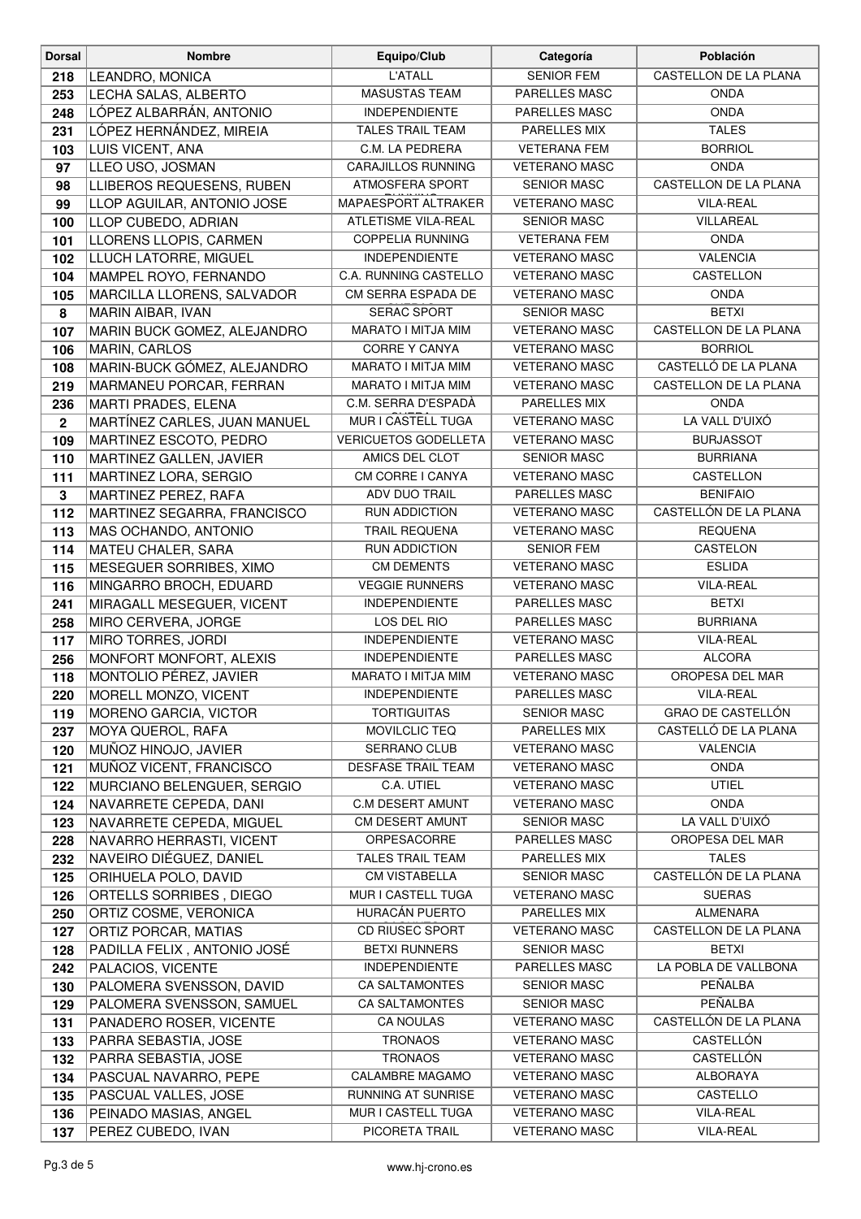| Dorsal | Nombre | Equipo/Club | Categoría | Población |
|---|---|---|---|---|
| 218 | LEANDRO, MONICA | L'ATALL | SENIOR FEM | CASTELLON DE LA PLANA |
| 253 | LECHA SALAS, ALBERTO | MASUSTAS TEAM | PARELLES MASC | ONDA |
| 248 | LÓPEZ ALBARRÁN, ANTONIO | INDEPENDIENTE | PARELLES MASC | ONDA |
| 231 | LÓPEZ HERNÁNDEZ, MIREIA | TALES TRAIL TEAM | PARELLES MIX | TALES |
| 103 | LUIS VICENT, ANA | C.M. LA PEDRERA | VETERANA FEM | BORRIOL |
| 97 | LLEO USO, JOSMAN | CARAJILLOS RUNNING | VETERANO MASC | ONDA |
| 98 | LLIBEROS REQUESENS, RUBEN | ATMOSFERA SPORT | SENIOR MASC | CASTELLON DE LA PLANA |
| 99 | LLOP AGUILAR, ANTONIO JOSE | MAPAESPORT ALTRAKER | VETERANO MASC | VILA-REAL |
| 100 | LLOP CUBEDO, ADRIAN | ATLETISME VILA-REAL | SENIOR MASC | VILLAREAL |
| 101 | LLORENS LLOPIS, CARMEN | COPPELIA RUNNING | VETERANA FEM | ONDA |
| 102 | LLUCH LATORRE, MIGUEL | INDEPENDIENTE | VETERANO MASC | VALENCIA |
| 104 | MAMPEL ROYO, FERNANDO | C.A. RUNNING CASTELLO | VETERANO MASC | CASTELLON |
| 105 | MARCILLA LLORENS, SALVADOR | CM SERRA ESPADA DE | VETERANO MASC | ONDA |
| 8 | MARIN AIBAR, IVAN | SERAC SPORT | SENIOR MASC | BETXI |
| 107 | MARIN BUCK GOMEZ, ALEJANDRO | MARATO I MITJA MIM | VETERANO MASC | CASTELLON DE LA PLANA |
| 106 | MARIN, CARLOS | CORRE Y CANYA | VETERANO MASC | BORRIOL |
| 108 | MARIN-BUCK GÓMEZ, ALEJANDRO | MARATO I MITJA MIM | VETERANO MASC | CASTELLÓ DE LA PLANA |
| 219 | MARMANEU PORCAR, FERRAN | MARATO I MITJA MIM | VETERANO MASC | CASTELLON DE LA PLANA |
| 236 | MARTI PRADES, ELENA | C.M. SERRA D'ESPADÀ | PARELLES MIX | ONDA |
| 2 | MARTÍNEZ CARLES, JUAN MANUEL | MUR I CASTELL TUGA | VETERANO MASC | LA VALL D'UIXÓ |
| 109 | MARTINEZ ESCOTO, PEDRO | VERICUETOS GODELLETA | VETERANO MASC | BURJASSOT |
| 110 | MARTINEZ GALLEN, JAVIER | AMICS DEL CLOT | SENIOR MASC | BURRIANA |
| 111 | MARTINEZ LORA, SERGIO | CM CORRE I CANYA | VETERANO MASC | CASTELLON |
| 3 | MARTINEZ PEREZ, RAFA | ADV DUO TRAIL | PARELLES MASC | BENIFAIO |
| 112 | MARTINEZ SEGARRA, FRANCISCO | RUN ADDICTION | VETERANO MASC | CASTELLÓN DE LA PLANA |
| 113 | MAS OCHANDO, ANTONIO | TRAIL REQUENA | VETERANO MASC | REQUENA |
| 114 | MATEU CHALER, SARA | RUN ADDICTION | SENIOR FEM | CASTELON |
| 115 | MESEGUER SORRIBES, XIMO | CM DEMENTS | VETERANO MASC | ESLIDA |
| 116 | MINGARRO BROCH, EDUARD | VEGGIE RUNNERS | VETERANO MASC | VILA-REAL |
| 241 | MIRAGALL MESEGUER, VICENT | INDEPENDIENTE | PARELLES MASC | BETXI |
| 258 | MIRO CERVERA, JORGE | LOS DEL RIO | PARELLES MASC | BURRIANA |
| 117 | MIRO TORRES, JORDI | INDEPENDIENTE | VETERANO MASC | VILA-REAL |
| 256 | MONFORT MONFORT, ALEXIS | INDEPENDIENTE | PARELLES MASC | ALCORA |
| 118 | MONTOLIO PÉREZ, JAVIER | MARATO I MITJA MIM | VETERANO MASC | OROPESA DEL MAR |
| 220 | MORELL MONZO, VICENT | INDEPENDIENTE | PARELLES MASC | VILA-REAL |
| 119 | MORENO GARCIA, VICTOR | TORTIGUITAS | SENIOR MASC | GRAO DE CASTELLÓN |
| 237 | MOYA QUEROL, RAFA | MOVILCLIC TEQ | PARELLES MIX | CASTELLÓ DE LA PLANA |
| 120 | MUÑOZ HINOJO, JAVIER | SERRANO CLUB | VETERANO MASC | VALENCIA |
| 121 | MUÑOZ VICENT, FRANCISCO | DESFASE TRAIL TEAM | VETERANO MASC | ONDA |
| 122 | MURCIANO BELENGUER, SERGIO | C.A. UTIEL | VETERANO MASC | UTIEL |
| 124 | NAVARRETE CEPEDA, DANI | C.M DESERT AMUNT | VETERANO MASC | ONDA |
| 123 | NAVARRETE CEPEDA, MIGUEL | CM DESERT AMUNT | SENIOR MASC | LA VALL D'UIXÓ |
| 228 | NAVARRO HERRASTI, VICENT | ORPESACORRE | PARELLES MASC | OROPESA DEL MAR |
| 232 | NAVEIRO DIÉGUEZ, DANIEL | TALES TRAIL TEAM | PARELLES MIX | TALES |
| 125 | ORIHUELA POLO, DAVID | CM VISTABELLA | SENIOR MASC | CASTELLÓN DE LA PLANA |
| 126 | ORTELLS SORRIBES , DIEGO | MUR I CASTELL TUGA | VETERANO MASC | SUERAS |
| 250 | ORTIZ COSME, VERONICA | HURACÁN PUERTO | PARELLES MIX | ALMENARA |
| 127 | ORTIZ PORCAR, MATIAS | CD RIUSEC SPORT | VETERANO MASC | CASTELLON DE LA PLANA |
| 128 | PADILLA FELIX , ANTONIO JOSÉ | BETXI RUNNERS | SENIOR MASC | BETXI |
| 242 | PALACIOS, VICENTE | INDEPENDIENTE | PARELLES MASC | LA POBLA DE VALLBONA |
| 130 | PALOMERA SVENSSON, DAVID | CA SALTAMONTES | SENIOR MASC | PEÑALBA |
| 129 | PALOMERA SVENSSON, SAMUEL | CA SALTAMONTES | SENIOR MASC | PEÑALBA |
| 131 | PANADERO ROSER, VICENTE | CA NOULAS | VETERANO MASC | CASTELLÓN DE LA PLANA |
| 133 | PARRA SEBASTIA, JOSE | TRONAOS | VETERANO MASC | CASTELLÓN |
| 132 | PARRA SEBASTIA, JOSE | TRONAOS | VETERANO MASC | CASTELLÓN |
| 134 | PASCUAL NAVARRO, PEPE | CALAMBRE MAGAMO | VETERANO MASC | ALBORAYA |
| 135 | PASCUAL VALLES, JOSE | RUNNING AT SUNRISE | VETERANO MASC | CASTELLO |
| 136 | PEINADO MASIAS, ANGEL | MUR I CASTELL TUGA | VETERANO MASC | VILA-REAL |
| 137 | PEREZ CUBEDO, IVAN | PICORETA TRAIL | VETERANO MASC | VILA-REAL |

www.hj-crono.es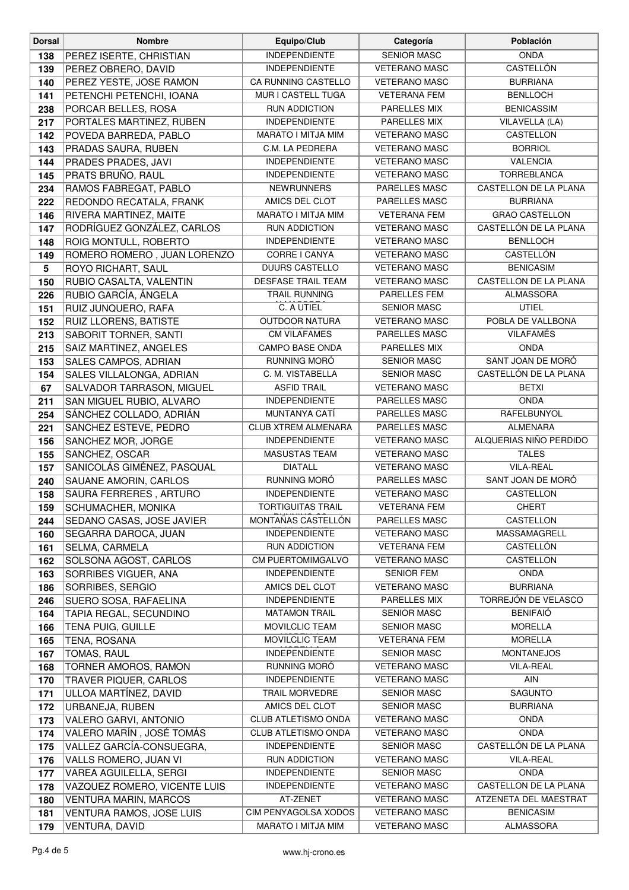| Dorsal | Nombre | Equipo/Club | Categoría | Población |
|---|---|---|---|---|
| 138 | PEREZ ISERTE, CHRISTIAN | INDEPENDIENTE | SENIOR MASC | ONDA |
| 139 | PEREZ OBRERO, DAVID | INDEPENDIENTE | VETERANO MASC | CASTELLÓN |
| 140 | PEREZ YESTE, JOSE RAMON | CA RUNNING CASTELLO | VETERANO MASC | BURRIANA |
| 141 | PETENCHI PETENCHI, IOANA | MUR I CASTELL TUGA | VETERANA FEM | BENLLOCH |
| 238 | PORCAR BELLES, ROSA | RUN ADDICTION | PARELLES MIX | BENICASSIM |
| 217 | PORTALES MARTINEZ, RUBEN | INDEPENDIENTE | PARELLES MIX | VILAVELLA (LA) |
| 142 | POVEDA BARREDA, PABLO | MARATO I MITJA MIM | VETERANO MASC | CASTELLON |
| 143 | PRADAS SAURA, RUBEN | C.M. LA PEDRERA | VETERANO MASC | BORRIOL |
| 144 | PRADES PRADES, JAVI | INDEPENDIENTE | VETERANO MASC | VALENCIA |
| 145 | PRATS BRUÑO, RAUL | INDEPENDIENTE | VETERANO MASC | TORREBLANCA |
| 234 | RAMOS FABREGAT, PABLO | NEWRUNNERS | PARELLES MASC | CASTELLON DE LA PLANA |
| 222 | REDONDO RECATALA, FRANK | AMICS DEL CLOT | PARELLES MASC | BURRIANA |
| 146 | RIVERA MARTINEZ, MAITE | MARATO I MITJA MIM | VETERANA FEM | GRAO CASTELLON |
| 147 | RODRÍGUEZ GONZÁLEZ, CARLOS | RUN ADDICTION | VETERANO MASC | CASTELLÓN DE LA PLANA |
| 148 | ROIG MONTULL, ROBERTO | INDEPENDIENTE | VETERANO MASC | BENLLOCH |
| 149 | ROMERO ROMERO , JUAN LORENZO | CORRE I CANYA | VETERANO MASC | CASTELLÓN |
| 5 | ROYO RICHART, SAUL | DUURS CASTELLO | VETERANO MASC | BENICASIM |
| 150 | RUBIO CASALTA, VALENTIN | DESFASE TRAIL TEAM | VETERANO MASC | CASTELLON DE LA PLANA |
| 226 | RUBIO GARCÍA, ÁNGELA | TRAIL RUNNING ALMASSORA | PARELLES FEM | ALMASSORA |
| 151 | RUIZ JUNQUERO, RAFA | C. A UTIEL | SENIOR MASC | UTIEL |
| 152 | RUIZ LLORENS, BATISTE | OUTDOOR NATURA | VETERANO MASC | POBLA DE VALLBONA |
| 213 | SABORIT TORNER, SANTI | CM VILAFAMES | PARELLES MASC | VILAFAMÉS |
| 215 | SAIZ MARTINEZ, ANGELES | CAMPO BASE ONDA | PARELLES MIX | ONDA |
| 153 | SALES CAMPOS, ADRIAN | RUNNING MORÓ | SENIOR MASC | SANT JOAN DE MORÓ |
| 154 | SALES VILLALONGA, ADRIAN | C. M. VISTABELLA | SENIOR MASC | CASTELLÓN DE LA PLANA |
| 67 | SALVADOR TARRASON, MIGUEL | ASFID TRAIL | VETERANO MASC | BETXI |
| 211 | SAN MIGUEL RUBIO, ALVARO | INDEPENDIENTE | PARELLES MASC | ONDA |
| 254 | SÁNCHEZ COLLADO, ADRIÁN | MUNTANYA CATÍ | PARELLES MASC | RAFELBUNYOL |
| 221 | SANCHEZ ESTEVE, PEDRO | CLUB XTREM ALMENARA | PARELLES MASC | ALMENARA |
| 156 | SANCHEZ MOR, JORGE | INDEPENDIENTE | VETERANO MASC | ALQUERIAS NIÑO PERDIDO |
| 155 | SANCHEZ, OSCAR | MASUSTAS TEAM | VETERANO MASC | TALES |
| 157 | SANICOLÁS GIMÉNEZ, PASQUAL | DIATALL | VETERANO MASC | VILA-REAL |
| 240 | SAUANE AMORIN, CARLOS | RUNNING MORÓ | PARELLES MASC | SANT JOAN DE MORÓ |
| 158 | SAURA FERRERES , ARTURO | INDEPENDIENTE | VETERANO MASC | CASTELLON |
| 159 | SCHUMACHER, MONIKA | TORTIGUITAS TRAIL RUNNING CS | VETERANA FEM | CHERT |
| 244 | SEDANO CASAS, JOSE JAVIER | MONTAÑAS CASTELLÓN TRAIL GROUP | PARELLES MASC | CASTELLON |
| 160 | SEGARRA DAROCA, JUAN | INDEPENDIENTE | VETERANO MASC | MASSAMAGRELL |
| 161 | SELMA, CARMELA | RUN ADDICTION | VETERANA FEM | CASTELLÓN |
| 162 | SOLSONA AGOST, CARLOS | CM PUERTOMIMGALVO | VETERANO MASC | CASTELLON |
| 163 | SORRIBES VIGUER, ANA | INDEPENDIENTE | SENIOR FEM | ONDA |
| 186 | SORRIBES, SERGIO | AMICS DEL CLOT | VETERANO MASC | BURRIANA |
| 246 | SUERO SOSA, RAFAELINA | INDEPENDIENTE | PARELLES MIX | TORREJÓN DE VELASCO |
| 164 | TAPIA REGAL, SECUNDINO | MATAMON TRAIL | SENIOR MASC | BENIFAIÓ |
| 166 | TENA PUIG, GUILLE | MOVILCLIC TEAM | SENIOR MASC | MORELLA |
| 165 | TENA, ROSANA | MOVILCLIC TEAM MORELLA | VETERANA FEM | MORELLA |
| 167 | TOMAS, RAUL | INDEPENDIENTE | SENIOR MASC | MONTANEJOS |
| 168 | TORNER AMOROS, RAMON | RUNNING MORÓ | VETERANO MASC | VILA-REAL |
| 170 | TRAVER PIQUER, CARLOS | INDEPENDIENTE | VETERANO MASC | AIN |
| 171 | ULLOA MARTÍNEZ, DAVID | TRAIL MORVEDRE | SENIOR MASC | SAGUNTO |
| 172 | URBANEJA, RUBEN | AMICS DEL CLOT | SENIOR MASC | BURRIANA |
| 173 | VALERO GARVI, ANTONIO | CLUB ATLETISMO ONDA | VETERANO MASC | ONDA |
| 174 | VALERO MARÍN , JOSÉ TOMÁS | CLUB ATLETISMO ONDA | VETERANO MASC | ONDA |
| 175 | VALLEZ GARCÍA-CONSUEGRA, | INDEPENDIENTE | SENIOR MASC | CASTELLÓN DE LA PLANA |
| 176 | VALLS ROMERO, JUAN VI | RUN ADDICTION | VETERANO MASC | VILA-REAL |
| 177 | VAREA AGUILELLA, SERGI | INDEPENDIENTE | SENIOR MASC | ONDA |
| 178 | VAZQUEZ ROMERO, VICENTE LUIS | INDEPENDIENTE | VETERANO MASC | CASTELLON DE LA PLANA |
| 180 | VENTURA MARIN, MARCOS | AT-ZENET | VETERANO MASC | ATZENETA DEL MAESTRAT |
| 181 | VENTURA RAMOS, JOSE LUIS | CIM PENYAGOLSA XODOS | VETERANO MASC | BENICASIM |
| 179 | VENTURA, DAVID | MARATO I MITJA MIM | VETERANO MASC | ALMASSORA |

www.hj-crono.es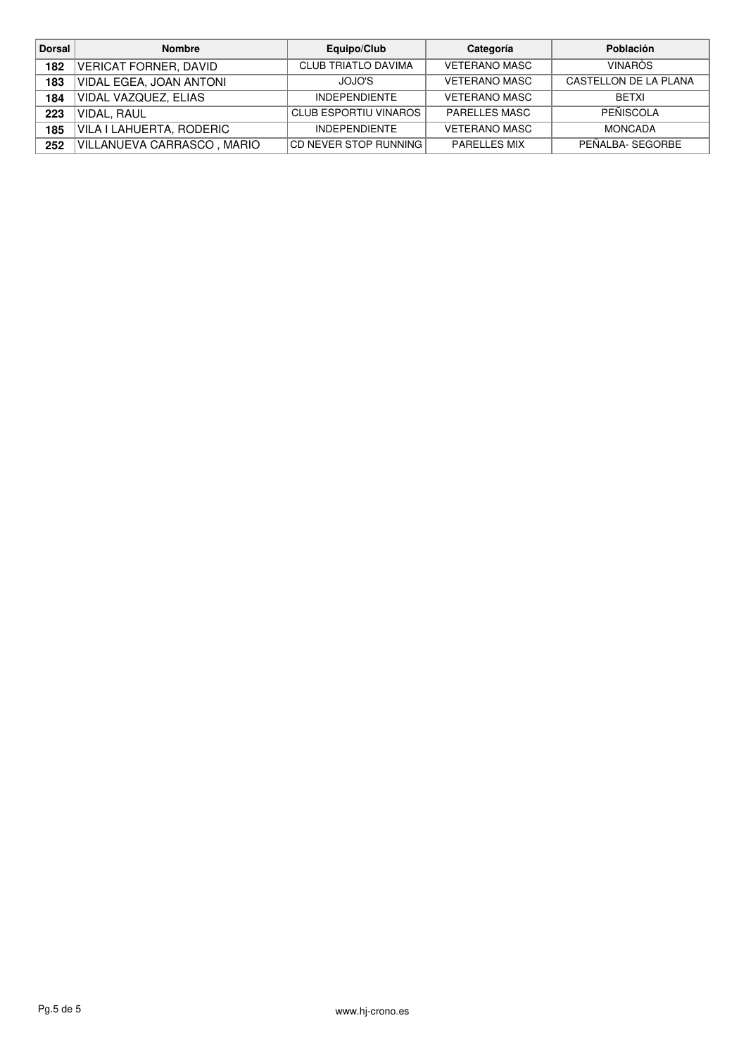| Dorsal | Nombre | Equipo/Club | Categoría | Población |
| --- | --- | --- | --- | --- |
| 182 | VERICAT FORNER, DAVID | CLUB TRIATLO DAVIMA | VETERANO MASC | VINARÒS |
| 183 | VIDAL EGEA, JOAN ANTONI | JOJO'S | VETERANO MASC | CASTELLON DE LA PLANA |
| 184 | VIDAL VAZQUEZ, ELIAS | INDEPENDIENTE | VETERANO MASC | BETXI |
| 223 | VIDAL, RAUL | CLUB ESPORTIU VINAROS | PARELLES MASC | PEÑISCOLA |
| 185 | VILA I LAHUERTA, RODERIC | INDEPENDIENTE | VETERANO MASC | MONCADA |
| 252 | VILLANUEVA CARRASCO , MARIO | CD NEVER STOP RUNNING | PARELLES MIX | PEÑALBA- SEGORBE |

www.hj-crono.es